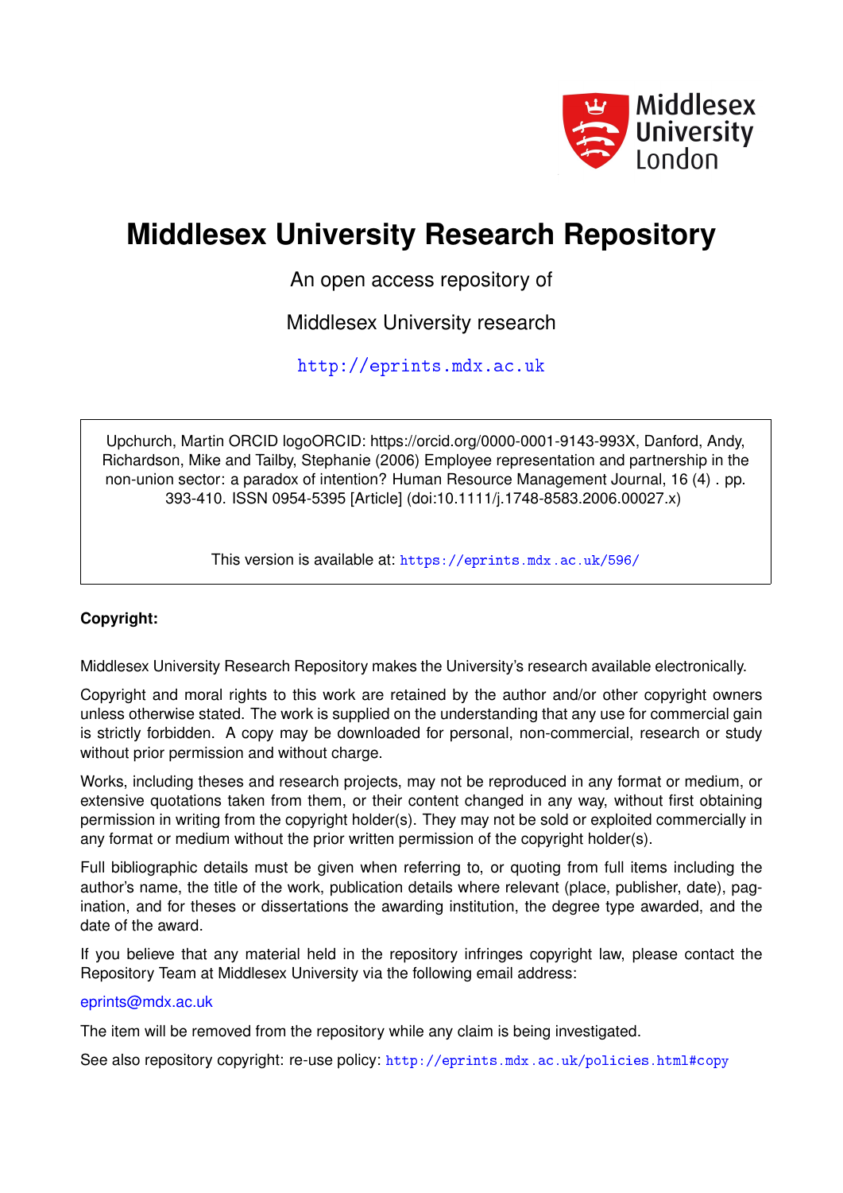# Middlesex University Research Repository

An open access repository of

Middlesex University research

http://eprints.mdx.ac.uk

Upchurch, Martin ORCID logoORCID: https://orcid.org/0000-0001-9143-993X, Danford, Andy, Richardson, Mike and Tailby, Stephanie (2006) Employee representation and partnership in the non-union sector: a paradox of intention? Human Resource Management Journal, 16 (4) . pp. 393-410. ISSN 0954-5395 [Article] (doi:10.1111/j.1748-8583.2006.00027.x)

This version is available at: https://eprints.mdx.ac.uk/596/

**Copyright:**

Middlesex University Research Repository makes the University's research available electronically.

Copyright and moral rights to this work are retained by the author and/or other copyright owners unless otherwise stated. The work is supplied on the understanding that any use for commercial gain is strictly forbidden. A copy may be downloaded for personal, non-commercial, research or study without prior permission and without charge.

Works, including theses and research projects, may not be reproduced in any format or medium, or extensive quotations taken from them, or their content changed in any way, without first obtaining permission in writing from the copyright holder(s). They may not be sold or exploited commercially in any format or medium without the prior written permission of the copyright holder(s).

Full bibliographic details must be given when referring to, or quoting from full items including the author's name, the title of the work, publication details where relevant (place, publisher, date), pagination, and for theses or dissertations the awarding institution, the degree type awarded, and the date of the award.

If you believe that any material held in the repository infringes copyright law, please contact the Repository Team at Middlesex University via the following email address:

eprints@mdx.ac.uk

The item will be removed from the repository while any claim is being investigated.

See also repository copyright: re-use policy: http://eprints.mdx.ac.uk/policies.html#copy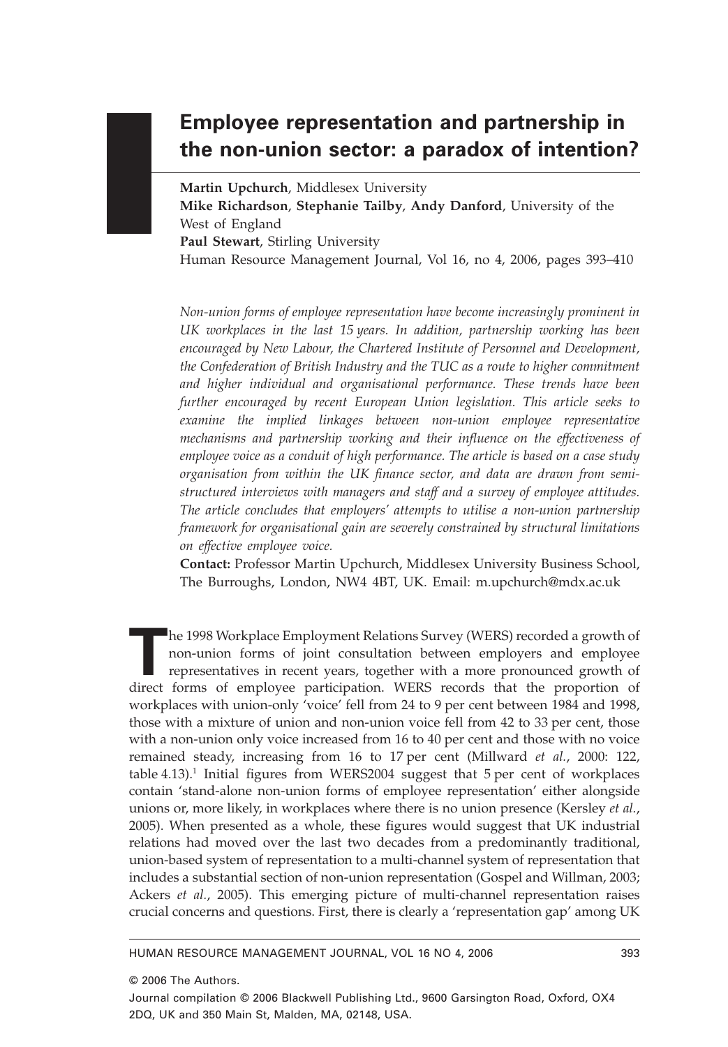# Employee representation and partnership in the non-union sector: a paradox of intention?

**Martin Upchurch**, Middlesex University
**Mike Richardson**, **Stephanie Tailby**, **Andy Danford**, University of the West of England
**Paul Stewart**, Stirling University
Human Resource Management Journal, Vol 16, no 4, 2006, pages 393–410

*Non-union forms of employee representation have become increasingly prominent in UK workplaces in the last 15 years. In addition, partnership working has been encouraged by New Labour, the Chartered Institute of Personnel and Development, the Confederation of British Industry and the TUC as a route to higher commitment and higher individual and organisational performance. These trends have been further encouraged by recent European Union legislation. This article seeks to examine the implied linkages between non-union employee representative mechanisms and partnership working and their influence on the effectiveness of employee voice as a conduit of high performance. The article is based on a case study organisation from within the UK finance sector, and data are drawn from semi-structured interviews with managers and staff and a survey of employee attitudes. The article concludes that employers' attempts to utilise a non-union partnership framework for organisational gain are severely constrained by structural limitations on effective employee voice.*

**Contact:** Professor Martin Upchurch, Middlesex University Business School, The Burroughs, London, NW4 4BT, UK. Email: m.upchurch@mdx.ac.uk

The 1998 Workplace Employment Relations Survey (WERS) recorded a growth of non-union forms of joint consultation between employers and employee representatives in recent years, together with a more pronounced growth of direct forms of employee participation. WERS records that the proportion of workplaces with union-only 'voice' fell from 24 to 9 per cent between 1984 and 1998, those with a mixture of union and non-union voice fell from 42 to 33 per cent, those with a non-union only voice increased from 16 to 40 per cent and those with no voice remained steady, increasing from 16 to 17 per cent (Millward *et al.*, 2000: 122, table 4.13).[1] Initial figures from WERS2004 suggest that 5 per cent of workplaces contain 'stand-alone non-union forms of employee representation' either alongside unions or, more likely, in workplaces where there is no union presence (Kersley *et al.*, 2005). When presented as a whole, these figures would suggest that UK industrial relations had moved over the last two decades from a predominantly traditional, union-based system of representation to a multi-channel system of representation that includes a substantial section of non-union representation (Gospel and Willman, 2003; Ackers *et al.*, 2005). This emerging picture of multi-channel representation raises crucial concerns and questions. First, there is clearly a 'representation gap' among UK

© 2006 The Authors.
Journal compilation © 2006 Blackwell Publishing Ltd., 9600 Garsington Road, Oxford, OX4 2DQ, UK and 350 Main St, Malden, MA, 02148, USA.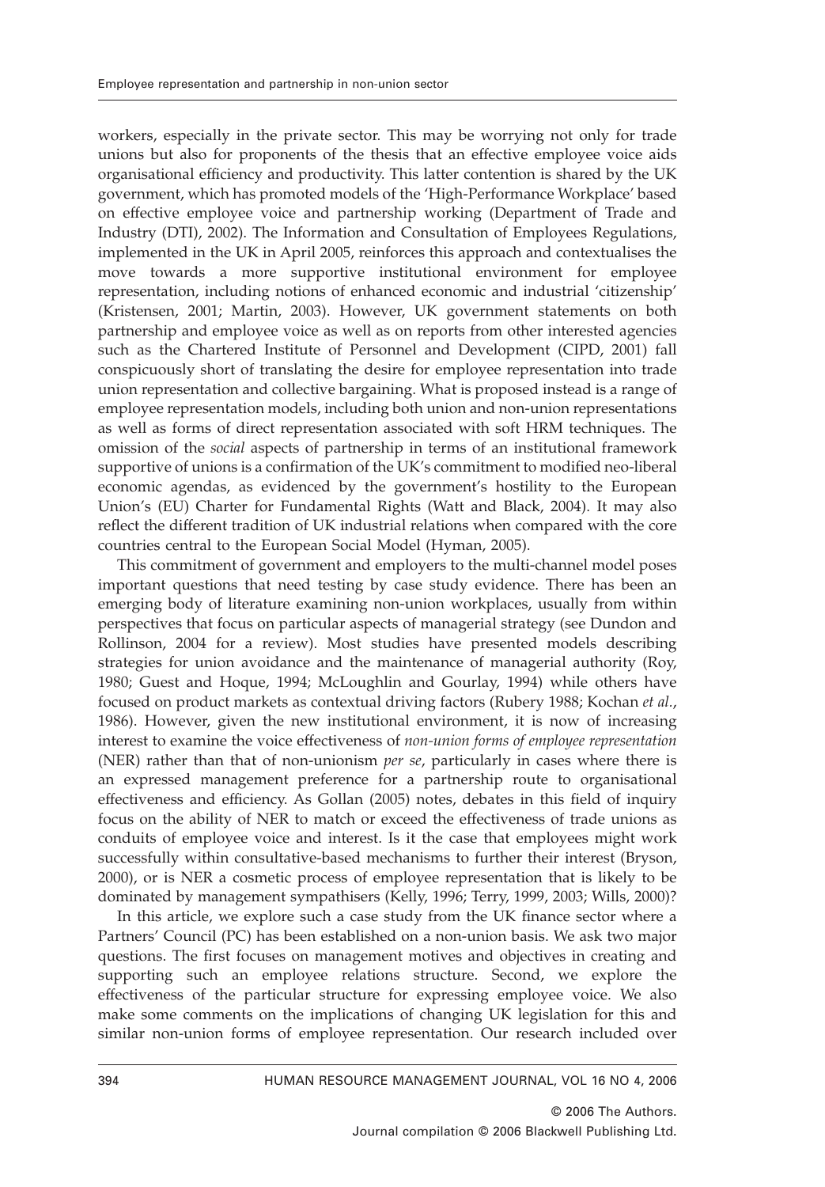workers, especially in the private sector. This may be worrying not only for trade unions but also for proponents of the thesis that an effective employee voice aids organisational efficiency and productivity. This latter contention is shared by the UK government, which has promoted models of the 'High-Performance Workplace' based on effective employee voice and partnership working (Department of Trade and Industry (DTI), 2002). The Information and Consultation of Employees Regulations, implemented in the UK in April 2005, reinforces this approach and contextualises the move towards a more supportive institutional environment for employee representation, including notions of enhanced economic and industrial 'citizenship' (Kristensen, 2001; Martin, 2003). However, UK government statements on both partnership and employee voice as well as on reports from other interested agencies such as the Chartered Institute of Personnel and Development (CIPD, 2001) fall conspicuously short of translating the desire for employee representation into trade union representation and collective bargaining. What is proposed instead is a range of employee representation models, including both union and non-union representations as well as forms of direct representation associated with soft HRM techniques. The omission of the *social* aspects of partnership in terms of an institutional framework supportive of unions is a confirmation of the UK's commitment to modified neo-liberal economic agendas, as evidenced by the government's hostility to the European Union's (EU) Charter for Fundamental Rights (Watt and Black, 2004). It may also reflect the different tradition of UK industrial relations when compared with the core countries central to the European Social Model (Hyman, 2005).

This commitment of government and employers to the multi-channel model poses important questions that need testing by case study evidence. There has been an emerging body of literature examining non-union workplaces, usually from within perspectives that focus on particular aspects of managerial strategy (see Dundon and Rollinson, 2004 for a review). Most studies have presented models describing strategies for union avoidance and the maintenance of managerial authority (Roy, 1980; Guest and Hoque, 1994; McLoughlin and Gourlay, 1994) while others have focused on product markets as contextual driving factors (Rubery 1988; Kochan *et al.*, 1986). However, given the new institutional environment, it is now of increasing interest to examine the voice effectiveness of *non-union forms of employee representation* (NER) rather than that of non-unionism *per se*, particularly in cases where there is an expressed management preference for a partnership route to organisational effectiveness and efficiency. As Gollan (2005) notes, debates in this field of inquiry focus on the ability of NER to match or exceed the effectiveness of trade unions as conduits of employee voice and interest. Is it the case that employees might work successfully within consultative-based mechanisms to further their interest (Bryson, 2000), or is NER a cosmetic process of employee representation that is likely to be dominated by management sympathisers (Kelly, 1996; Terry, 1999, 2003; Wills, 2000)?

In this article, we explore such a case study from the UK finance sector where a Partners' Council (PC) has been established on a non-union basis. We ask two major questions. The first focuses on management motives and objectives in creating and supporting such an employee relations structure. Second, we explore the effectiveness of the particular structure for expressing employee voice. We also make some comments on the implications of changing UK legislation for this and similar non-union forms of employee representation. Our research included over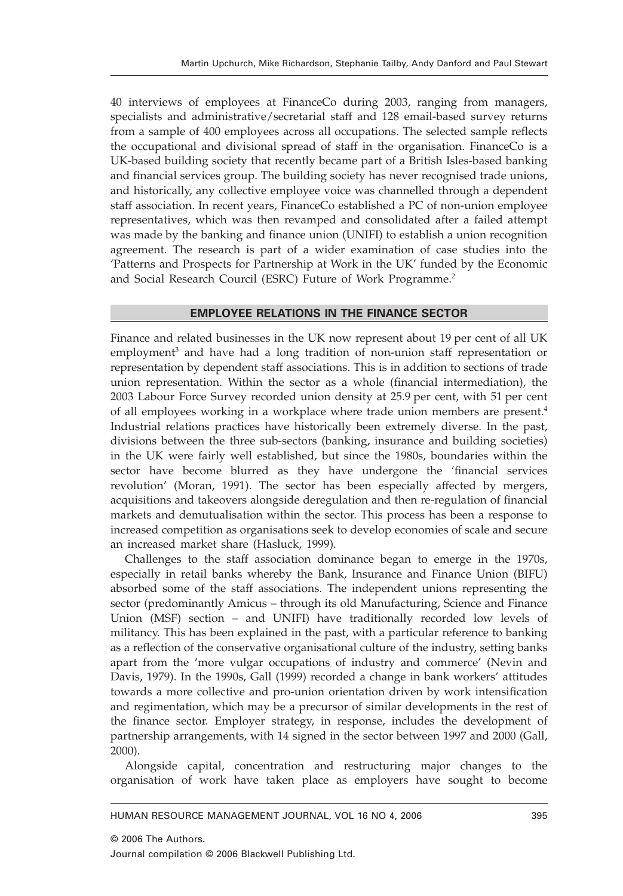40 interviews of employees at FinanceCo during 2003, ranging from managers, specialists and administrative/secretarial staff and 128 email-based survey returns from a sample of 400 employees across all occupations. The selected sample reflects the occupational and divisional spread of staff in the organisation. FinanceCo is a UK-based building society that recently became part of a British Isles-based banking and financial services group. The building society has never recognised trade unions, and historically, any collective employee voice was channelled through a dependent staff association. In recent years, FinanceCo established a PC of non-union employee representatives, which was then revamped and consolidated after a failed attempt was made by the banking and finance union (UNIFI) to establish a union recognition agreement. The research is part of a wider examination of case studies into the 'Patterns and Prospects for Partnership at Work in the UK' funded by the Economic and Social Research Council (ESRC) Future of Work Programme.[2]

## EMPLOYEE RELATIONS IN THE FINANCE SECTOR

Finance and related businesses in the UK now represent about 19 per cent of all UK employment[3] and have had a long tradition of non-union staff representation or representation by dependent staff associations. This is in addition to sections of trade union representation. Within the sector as a whole (financial intermediation), the 2003 Labour Force Survey recorded union density at 25.9 per cent, with 51 per cent of all employees working in a workplace where trade union members are present.[4] Industrial relations practices have historically been extremely diverse. In the past, divisions between the three sub-sectors (banking, insurance and building societies) in the UK were fairly well established, but since the 1980s, boundaries within the sector have become blurred as they have undergone the 'financial services revolution' (Moran, 1991). The sector has been especially affected by mergers, acquisitions and takeovers alongside deregulation and then re-regulation of financial markets and demutualisation within the sector. This process has been a response to increased competition as organisations seek to develop economies of scale and secure an increased market share (Hasluck, 1999).

Challenges to the staff association dominance began to emerge in the 1970s, especially in retail banks whereby the Bank, Insurance and Finance Union (BIFU) absorbed some of the staff associations. The independent unions representing the sector (predominantly Amicus – through its old Manufacturing, Science and Finance Union (MSF) section – and UNIFI) have traditionally recorded low levels of militancy. This has been explained in the past, with a particular reference to banking as a reflection of the conservative organisational culture of the industry, setting banks apart from the 'more vulgar occupations of industry and commerce' (Nevin and Davis, 1979). In the 1990s, Gall (1999) recorded a change in bank workers' attitudes towards a more collective and pro-union orientation driven by work intensification and regimentation, which may be a precursor of similar developments in the rest of the finance sector. Employer strategy, in response, includes the development of partnership arrangements, with 14 signed in the sector between 1997 and 2000 (Gall, 2000).

Alongside capital, concentration and restructuring major changes to the organisation of work have taken place as employers have sought to become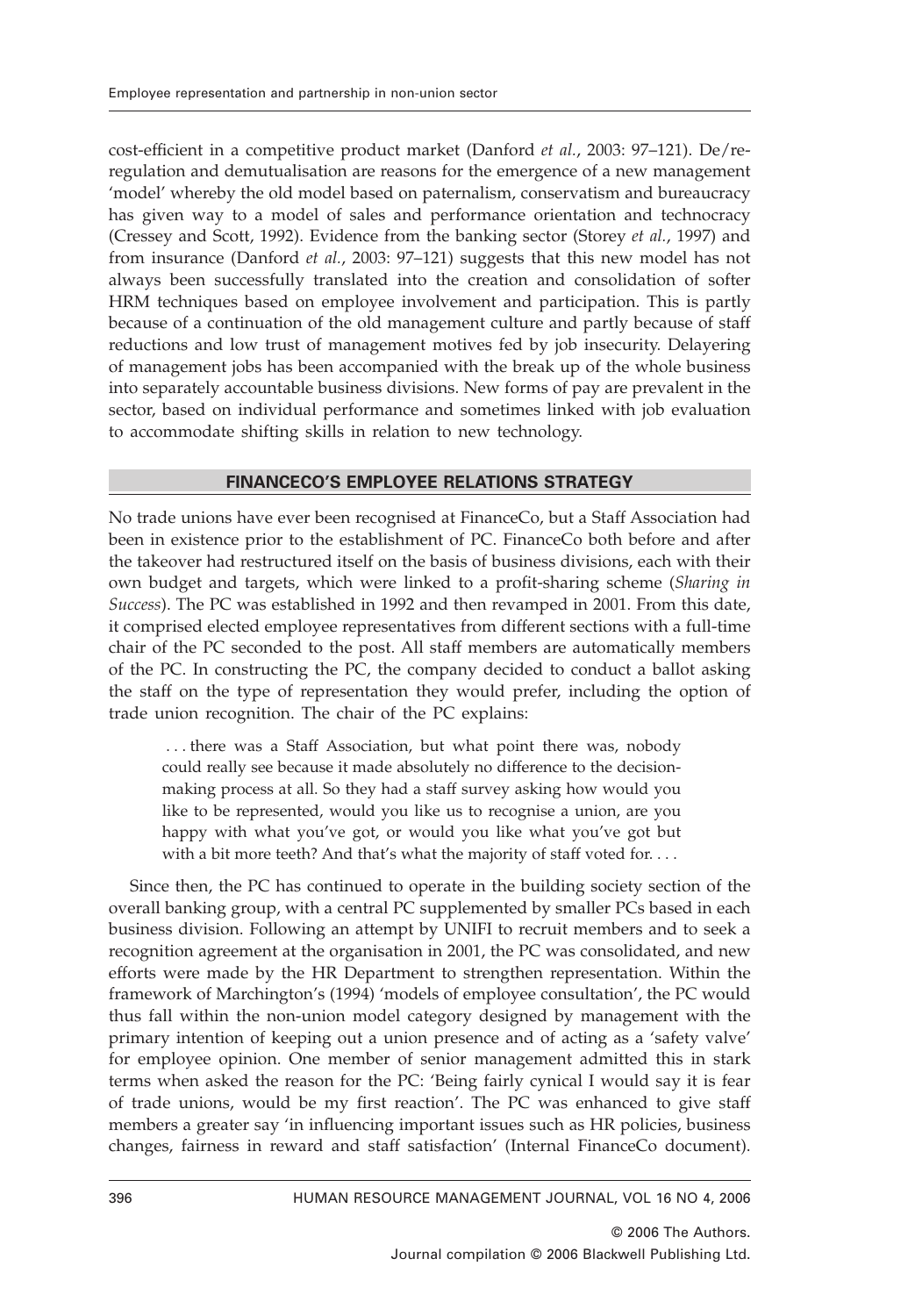cost-efficient in a competitive product market (Danford *et al.*, 2003: 97–121). De/re-regulation and demutualisation are reasons for the emergence of a new management 'model' whereby the old model based on paternalism, conservatism and bureaucracy has given way to a model of sales and performance orientation and technocracy (Cressey and Scott, 1992). Evidence from the banking sector (Storey *et al.*, 1997) and from insurance (Danford *et al.*, 2003: 97–121) suggests that this new model has not always been successfully translated into the creation and consolidation of softer HRM techniques based on employee involvement and participation. This is partly because of a continuation of the old management culture and partly because of staff reductions and low trust of management motives fed by job insecurity. Delayering of management jobs has been accompanied with the break up of the whole business into separately accountable business divisions. New forms of pay are prevalent in the sector, based on individual performance and sometimes linked with job evaluation to accommodate shifting skills in relation to new technology.

## FINANCECO'S EMPLOYEE RELATIONS STRATEGY

No trade unions have ever been recognised at FinanceCo, but a Staff Association had been in existence prior to the establishment of PC. FinanceCo both before and after the takeover had restructured itself on the basis of business divisions, each with their own budget and targets, which were linked to a profit-sharing scheme (*Sharing in Success*). The PC was established in 1992 and then revamped in 2001. From this date, it comprised elected employee representatives from different sections with a full-time chair of the PC seconded to the post. All staff members are automatically members of the PC. In constructing the PC, the company decided to conduct a ballot asking the staff on the type of representation they would prefer, including the option of trade union recognition. The chair of the PC explains:

> . . . there was a Staff Association, but what point there was, nobody could really see because it made absolutely no difference to the decision-making process at all. So they had a staff survey asking how would you like to be represented, would you like us to recognise a union, are you happy with what you've got, or would you like what you've got but with a bit more teeth? And that's what the majority of staff voted for. . . .

Since then, the PC has continued to operate in the building society section of the overall banking group, with a central PC supplemented by smaller PCs based in each business division. Following an attempt by UNIFI to recruit members and to seek a recognition agreement at the organisation in 2001, the PC was consolidated, and new efforts were made by the HR Department to strengthen representation. Within the framework of Marchington's (1994) 'models of employee consultation', the PC would thus fall within the non-union model category designed by management with the primary intention of keeping out a union presence and of acting as a 'safety valve' for employee opinion. One member of senior management admitted this in stark terms when asked the reason for the PC: 'Being fairly cynical I would say it is fear of trade unions, would be my first reaction'. The PC was enhanced to give staff members a greater say 'in influencing important issues such as HR policies, business changes, fairness in reward and staff satisfaction' (Internal FinanceCo document).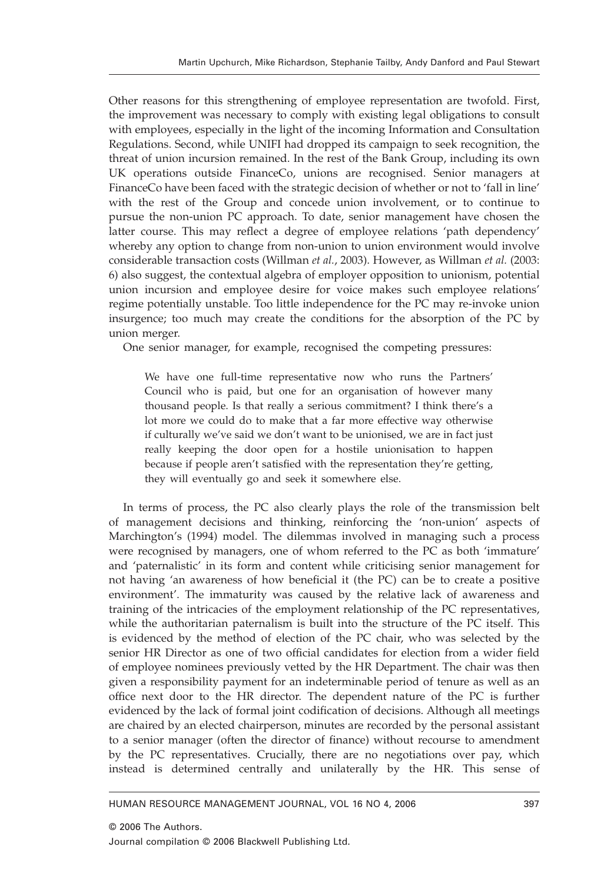Other reasons for this strengthening of employee representation are twofold. First, the improvement was necessary to comply with existing legal obligations to consult with employees, especially in the light of the incoming Information and Consultation Regulations. Second, while UNIFI had dropped its campaign to seek recognition, the threat of union incursion remained. In the rest of the Bank Group, including its own UK operations outside FinanceCo, unions are recognised. Senior managers at FinanceCo have been faced with the strategic decision of whether or not to 'fall in line' with the rest of the Group and concede union involvement, or to continue to pursue the non-union PC approach. To date, senior management have chosen the latter course. This may reflect a degree of employee relations 'path dependency' whereby any option to change from non-union to union environment would involve considerable transaction costs (Willman *et al.*, 2003). However, as Willman *et al.* (2003: 6) also suggest, the contextual algebra of employer opposition to unionism, potential union incursion and employee desire for voice makes such employee relations' regime potentially unstable. Too little independence for the PC may re-invoke union insurgence; too much may create the conditions for the absorption of the PC by union merger.

One senior manager, for example, recognised the competing pressures:

> We have one full-time representative now who runs the Partners' Council who is paid, but one for an organisation of however many thousand people. Is that really a serious commitment? I think there's a lot more we could do to make that a far more effective way otherwise if culturally we've said we don't want to be unionised, we are in fact just really keeping the door open for a hostile unionisation to happen because if people aren't satisfied with the representation they're getting, they will eventually go and seek it somewhere else.

In terms of process, the PC also clearly plays the role of the transmission belt of management decisions and thinking, reinforcing the 'non-union' aspects of Marchington's (1994) model. The dilemmas involved in managing such a process were recognised by managers, one of whom referred to the PC as both 'immature' and 'paternalistic' in its form and content while criticising senior management for not having 'an awareness of how beneficial it (the PC) can be to create a positive environment'. The immaturity was caused by the relative lack of awareness and training of the intricacies of the employment relationship of the PC representatives, while the authoritarian paternalism is built into the structure of the PC itself. This is evidenced by the method of election of the PC chair, who was selected by the senior HR Director as one of two official candidates for election from a wider field of employee nominees previously vetted by the HR Department. The chair was then given a responsibility payment for an indeterminable period of tenure as well as an office next door to the HR director. The dependent nature of the PC is further evidenced by the lack of formal joint codification of decisions. Although all meetings are chaired by an elected chairperson, minutes are recorded by the personal assistant to a senior manager (often the director of finance) without recourse to amendment by the PC representatives. Crucially, there are no negotiations over pay, which instead is determined centrally and unilaterally by the HR. This sense of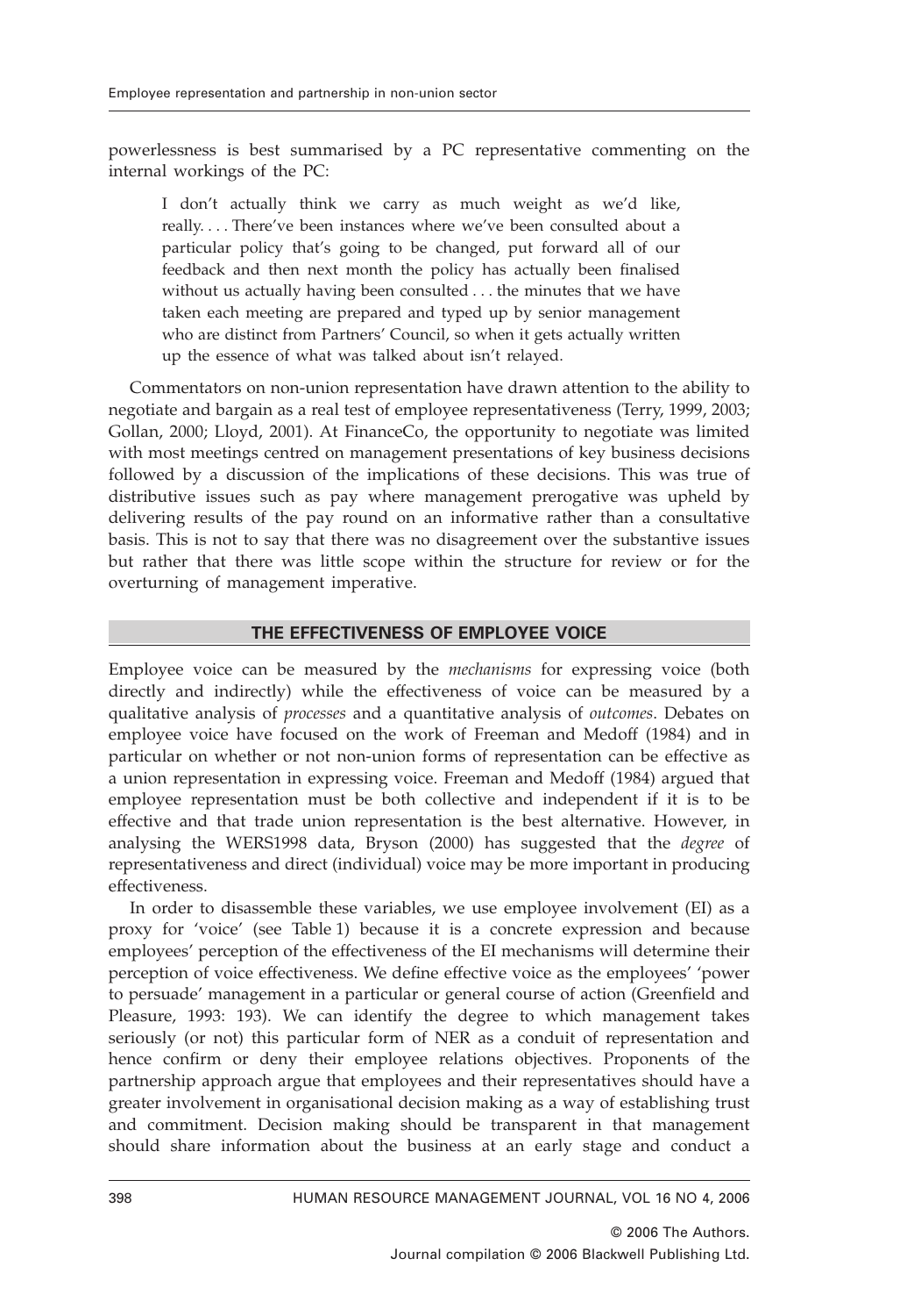powerlessness is best summarised by a PC representative commenting on the internal workings of the PC:

> I don't actually think we carry as much weight as we'd like, really. . . . There've been instances where we've been consulted about a particular policy that's going to be changed, put forward all of our feedback and then next month the policy has actually been finalised without us actually having been consulted . . . the minutes that we have taken each meeting are prepared and typed up by senior management who are distinct from Partners' Council, so when it gets actually written up the essence of what was talked about isn't relayed.

Commentators on non-union representation have drawn attention to the ability to negotiate and bargain as a real test of employee representativeness (Terry, 1999, 2003; Gollan, 2000; Lloyd, 2001). At FinanceCo, the opportunity to negotiate was limited with most meetings centred on management presentations of key business decisions followed by a discussion of the implications of these decisions. This was true of distributive issues such as pay where management prerogative was upheld by delivering results of the pay round on an informative rather than a consultative basis. This is not to say that there was no disagreement over the substantive issues but rather that there was little scope within the structure for review or for the overturning of management imperative.

## THE EFFECTIVENESS OF EMPLOYEE VOICE

Employee voice can be measured by the *mechanisms* for expressing voice (both directly and indirectly) while the effectiveness of voice can be measured by a qualitative analysis of *processes* and a quantitative analysis of *outcomes*. Debates on employee voice have focused on the work of Freeman and Medoff (1984) and in particular on whether or not non-union forms of representation can be effective as a union representation in expressing voice. Freeman and Medoff (1984) argued that employee representation must be both collective and independent if it is to be effective and that trade union representation is the best alternative. However, in analysing the WERS1998 data, Bryson (2000) has suggested that the *degree* of representativeness and direct (individual) voice may be more important in producing effectiveness.

In order to disassemble these variables, we use employee involvement (EI) as a proxy for 'voice' (see Table 1) because it is a concrete expression and because employees' perception of the effectiveness of the EI mechanisms will determine their perception of voice effectiveness. We define effective voice as the employees' 'power to persuade' management in a particular or general course of action (Greenfield and Pleasure, 1993: 193). We can identify the degree to which management takes seriously (or not) this particular form of NER as a conduit of representation and hence confirm or deny their employee relations objectives. Proponents of the partnership approach argue that employees and their representatives should have a greater involvement in organisational decision making as a way of establishing trust and commitment. Decision making should be transparent in that management should share information about the business at an early stage and conduct a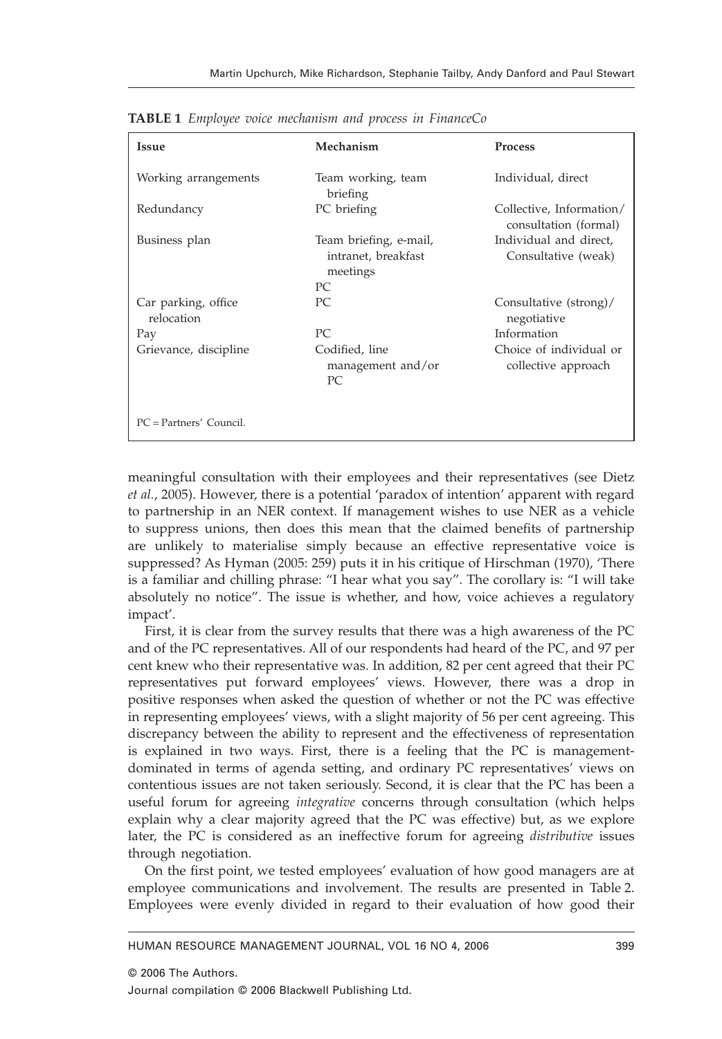**TABLE 1** *Employee voice mechanism and process in FinanceCo*

| Issue | Mechanism | Process |
|---|---|---|
| Working arrangements | Team working, team briefing | Individual, direct |
| Redundancy | PC briefing | Collective, Information/ consultation (formal) |
| Business plan | Team briefing, e-mail, intranet, breakfast meetings<br>PC | Individual and direct, Consultative (weak) |
| Car parking, office relocation | PC | Consultative (strong)/ negotiative |
| Pay | PC | Information |
| Grievance, discipline | Codified, line management and/or PC | Choice of individual or collective approach |

PC = Partners' Council.

meaningful consultation with their employees and their representatives (see Dietz *et al.*, 2005). However, there is a potential 'paradox of intention' apparent with regard to partnership in an NER context. If management wishes to use NER as a vehicle to suppress unions, then does this mean that the claimed benefits of partnership are unlikely to materialise simply because an effective representative voice is suppressed? As Hyman (2005: 259) puts it in his critique of Hirschman (1970), 'There is a familiar and chilling phrase: "I hear what you say". The corollary is: "I will take absolutely no notice". The issue is whether, and how, voice achieves a regulatory impact'.

First, it is clear from the survey results that there was a high awareness of the PC and of the PC representatives. All of our respondents had heard of the PC, and 97 per cent knew who their representative was. In addition, 82 per cent agreed that their PC representatives put forward employees' views. However, there was a drop in positive responses when asked the question of whether or not the PC was effective in representing employees' views, with a slight majority of 56 per cent agreeing. This discrepancy between the ability to represent and the effectiveness of representation is explained in two ways. First, there is a feeling that the PC is management-dominated in terms of agenda setting, and ordinary PC representatives' views on contentious issues are not taken seriously. Second, it is clear that the PC has been a useful forum for agreeing *integrative* concerns through consultation (which helps explain why a clear majority agreed that the PC was effective) but, as we explore later, the PC is considered as an ineffective forum for agreeing *distributive* issues through negotiation.

On the first point, we tested employees' evaluation of how good managers are at employee communications and involvement. The results are presented in Table 2. Employees were evenly divided in regard to their evaluation of how good their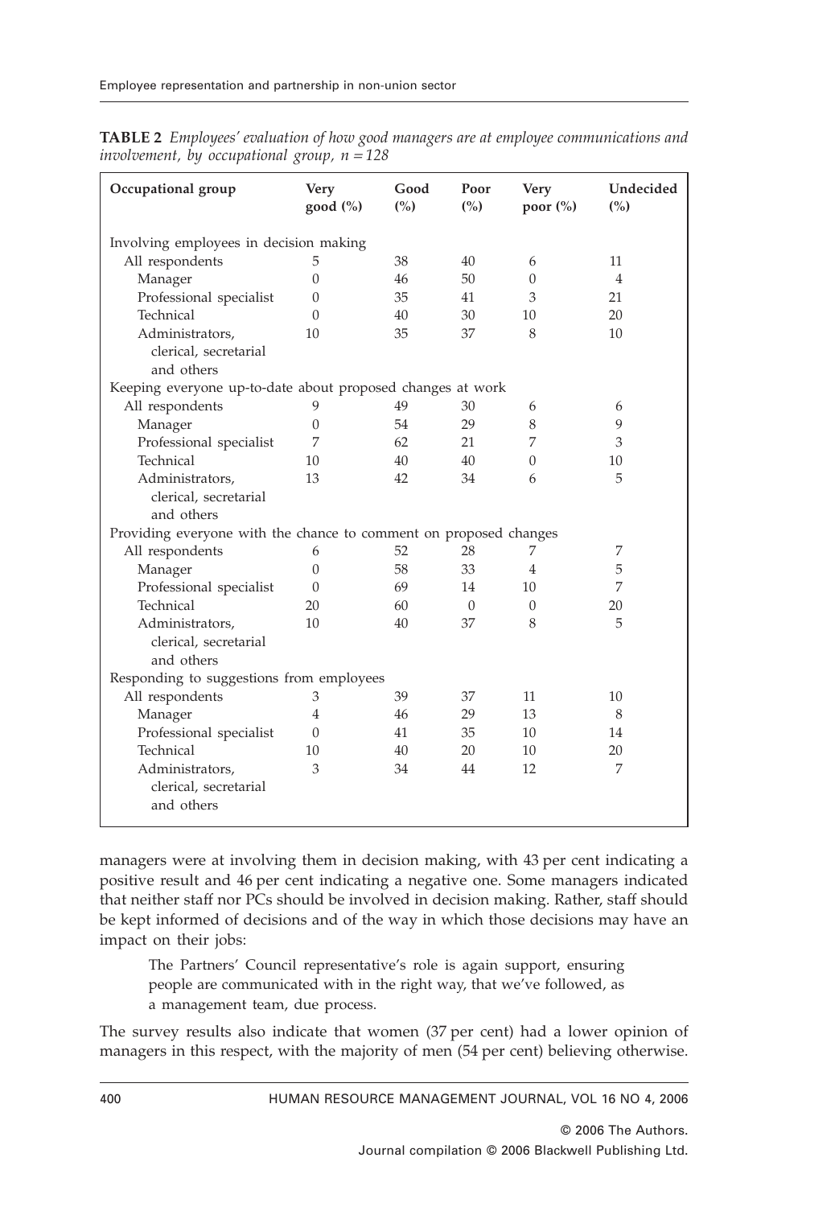**TABLE 2** *Employees' evaluation of how good managers are at employee communications and involvement, by occupational group, n = 128*

| Occupational group | Very good (%) | Good (%) | Poor (%) | Very poor (%) | Undecided (%) |
|---|---|---|---|---|---|
| Involving employees in decision making | | | | | |
| All respondents | 5 | 38 | 40 | 6 | 11 |
| Manager | 0 | 46 | 50 | 0 | 4 |
| Professional specialist | 0 | 35 | 41 | 3 | 21 |
| Technical | 0 | 40 | 30 | 10 | 20 |
| Administrators, clerical, secretarial and others | 10 | 35 | 37 | 8 | 10 |
| Keeping everyone up-to-date about proposed changes at work | | | | | |
| All respondents | 9 | 49 | 30 | 6 | 6 |
| Manager | 0 | 54 | 29 | 8 | 9 |
| Professional specialist | 7 | 62 | 21 | 7 | 3 |
| Technical | 10 | 40 | 40 | 0 | 10 |
| Administrators, clerical, secretarial and others | 13 | 42 | 34 | 6 | 5 |
| Providing everyone with the chance to comment on proposed changes | | | | | |
| All respondents | 6 | 52 | 28 | 7 | 7 |
| Manager | 0 | 58 | 33 | 4 | 5 |
| Professional specialist | 0 | 69 | 14 | 10 | 7 |
| Technical | 20 | 60 | 0 | 0 | 20 |
| Administrators, clerical, secretarial and others | 10 | 40 | 37 | 8 | 5 |
| Responding to suggestions from employees | | | | | |
| All respondents | 3 | 39 | 37 | 11 | 10 |
| Manager | 4 | 46 | 29 | 13 | 8 |
| Professional specialist | 0 | 41 | 35 | 10 | 14 |
| Technical | 10 | 40 | 20 | 10 | 20 |
| Administrators, clerical, secretarial and others | 3 | 34 | 44 | 12 | 7 |

managers were at involving them in decision making, with 43 per cent indicating a positive result and 46 per cent indicating a negative one. Some managers indicated that neither staff nor PCs should be involved in decision making. Rather, staff should be kept informed of decisions and of the way in which those decisions may have an impact on their jobs:

> The Partners' Council representative's role is again support, ensuring people are communicated with in the right way, that we've followed, as a management team, due process.

The survey results also indicate that women (37 per cent) had a lower opinion of managers in this respect, with the majority of men (54 per cent) believing otherwise.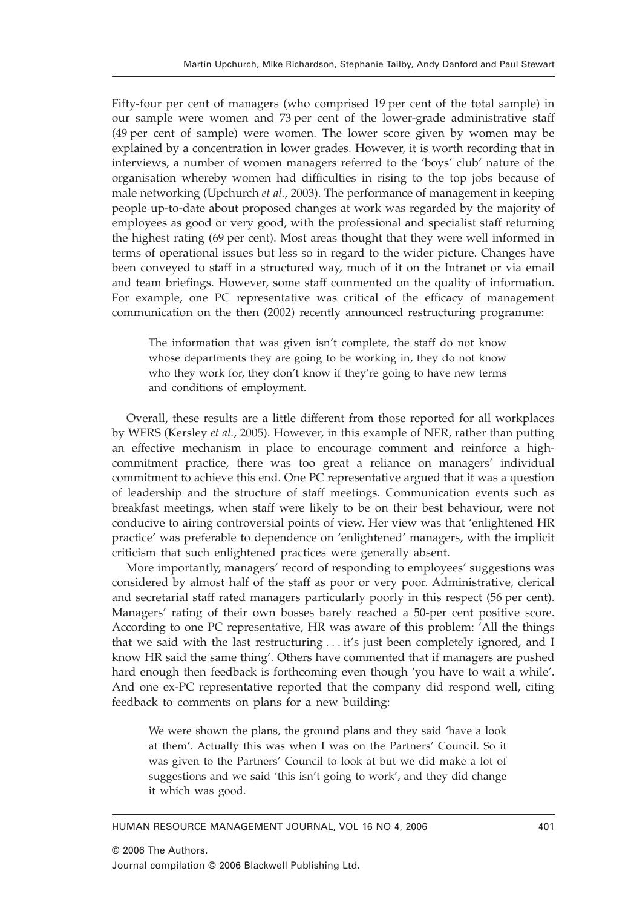Fifty-four per cent of managers (who comprised 19 per cent of the total sample) in our sample were women and 73 per cent of the lower-grade administrative staff (49 per cent of sample) were women. The lower score given by women may be explained by a concentration in lower grades. However, it is worth recording that in interviews, a number of women managers referred to the 'boys' club' nature of the organisation whereby women had difficulties in rising to the top jobs because of male networking (Upchurch *et al.*, 2003). The performance of management in keeping people up-to-date about proposed changes at work was regarded by the majority of employees as good or very good, with the professional and specialist staff returning the highest rating (69 per cent). Most areas thought that they were well informed in terms of operational issues but less so in regard to the wider picture. Changes have been conveyed to staff in a structured way, much of it on the Intranet or via email and team briefings. However, some staff commented on the quality of information. For example, one PC representative was critical of the efficacy of management communication on the then (2002) recently announced restructuring programme:

> The information that was given isn't complete, the staff do not know whose departments they are going to be working in, they do not know who they work for, they don't know if they're going to have new terms and conditions of employment.

Overall, these results are a little different from those reported for all workplaces by WERS (Kersley *et al.*, 2005). However, in this example of NER, rather than putting an effective mechanism in place to encourage comment and reinforce a high-commitment practice, there was too great a reliance on managers' individual commitment to achieve this end. One PC representative argued that it was a question of leadership and the structure of staff meetings. Communication events such as breakfast meetings, when staff were likely to be on their best behaviour, were not conducive to airing controversial points of view. Her view was that 'enlightened HR practice' was preferable to dependence on 'enlightened' managers, with the implicit criticism that such enlightened practices were generally absent.

More importantly, managers' record of responding to employees' suggestions was considered by almost half of the staff as poor or very poor. Administrative, clerical and secretarial staff rated managers particularly poorly in this respect (56 per cent). Managers' rating of their own bosses barely reached a 50-per cent positive score. According to one PC representative, HR was aware of this problem: 'All the things that we said with the last restructuring . . . it's just been completely ignored, and I know HR said the same thing'. Others have commented that if managers are pushed hard enough then feedback is forthcoming even though 'you have to wait a while'. And one ex-PC representative reported that the company did respond well, citing feedback to comments on plans for a new building:

> We were shown the plans, the ground plans and they said 'have a look at them'. Actually this was when I was on the Partners' Council. So it was given to the Partners' Council to look at but we did make a lot of suggestions and we said 'this isn't going to work', and they did change it which was good.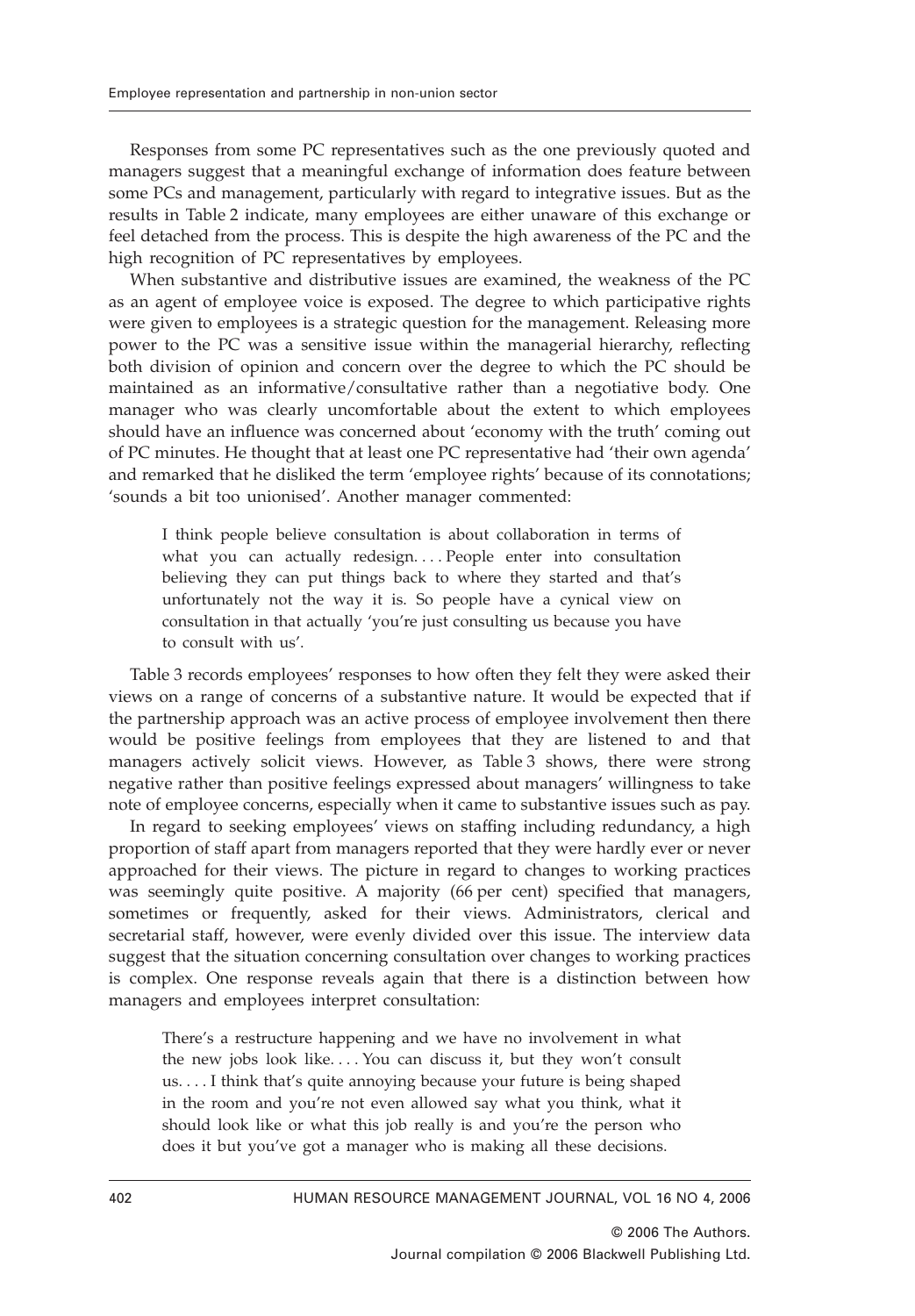Responses from some PC representatives such as the one previously quoted and managers suggest that a meaningful exchange of information does feature between some PCs and management, particularly with regard to integrative issues. But as the results in Table 2 indicate, many employees are either unaware of this exchange or feel detached from the process. This is despite the high awareness of the PC and the high recognition of PC representatives by employees.

When substantive and distributive issues are examined, the weakness of the PC as an agent of employee voice is exposed. The degree to which participative rights were given to employees is a strategic question for the management. Releasing more power to the PC was a sensitive issue within the managerial hierarchy, reflecting both division of opinion and concern over the degree to which the PC should be maintained as an informative/consultative rather than a negotiative body. One manager who was clearly uncomfortable about the extent to which employees should have an influence was concerned about 'economy with the truth' coming out of PC minutes. He thought that at least one PC representative had 'their own agenda' and remarked that he disliked the term 'employee rights' because of its connotations; 'sounds a bit too unionised'. Another manager commented:

> I think people believe consultation is about collaboration in terms of what you can actually redesign. . . . People enter into consultation believing they can put things back to where they started and that's unfortunately not the way it is. So people have a cynical view on consultation in that actually 'you're just consulting us because you have to consult with us'.

Table 3 records employees' responses to how often they felt they were asked their views on a range of concerns of a substantive nature. It would be expected that if the partnership approach was an active process of employee involvement then there would be positive feelings from employees that they are listened to and that managers actively solicit views. However, as Table 3 shows, there were strong negative rather than positive feelings expressed about managers' willingness to take note of employee concerns, especially when it came to substantive issues such as pay.

In regard to seeking employees' views on staffing including redundancy, a high proportion of staff apart from managers reported that they were hardly ever or never approached for their views. The picture in regard to changes to working practices was seemingly quite positive. A majority (66 per cent) specified that managers, sometimes or frequently, asked for their views. Administrators, clerical and secretarial staff, however, were evenly divided over this issue. The interview data suggest that the situation concerning consultation over changes to working practices is complex. One response reveals again that there is a distinction between how managers and employees interpret consultation:

> There's a restructure happening and we have no involvement in what the new jobs look like. . . . You can discuss it, but they won't consult us. . . . I think that's quite annoying because your future is being shaped in the room and you're not even allowed say what you think, what it should look like or what this job really is and you're the person who does it but you've got a manager who is making all these decisions.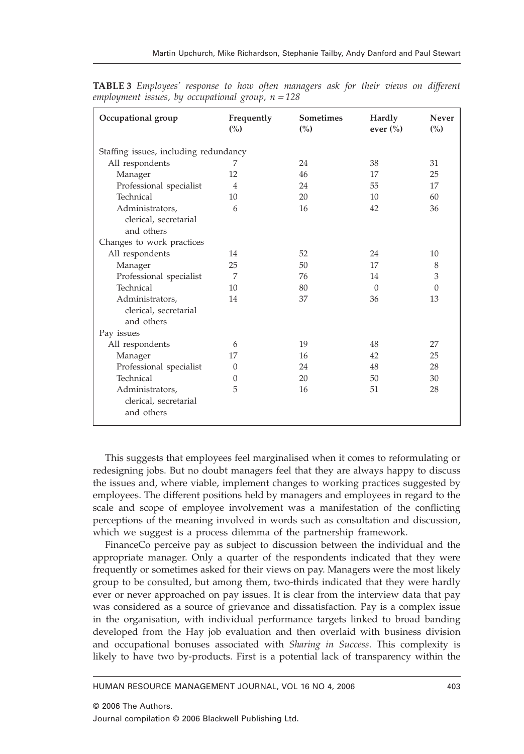**TABLE 3** *Employees' response to how often managers ask for their views on different employment issues, by occupational group, n = 128*

| Occupational group | Frequently (%) | Sometimes (%) | Hardly ever (%) | Never (%) |
|---|---|---|---|---|
| Staffing issues, including redundancy | | | | |
| All respondents | 7 | 24 | 38 | 31 |
| Manager | 12 | 46 | 17 | 25 |
| Professional specialist | 4 | 24 | 55 | 17 |
| Technical | 10 | 20 | 10 | 60 |
| Administrators, clerical, secretarial and others | 6 | 16 | 42 | 36 |
| Changes to work practices | | | | |
| All respondents | 14 | 52 | 24 | 10 |
| Manager | 25 | 50 | 17 | 8 |
| Professional specialist | 7 | 76 | 14 | 3 |
| Technical | 10 | 80 | 0 | 0 |
| Administrators, clerical, secretarial and others | 14 | 37 | 36 | 13 |
| Pay issues | | | | |
| All respondents | 6 | 19 | 48 | 27 |
| Manager | 17 | 16 | 42 | 25 |
| Professional specialist | 0 | 24 | 48 | 28 |
| Technical | 0 | 20 | 50 | 30 |
| Administrators, clerical, secretarial and others | 5 | 16 | 51 | 28 |

This suggests that employees feel marginalised when it comes to reformulating or redesigning jobs. But no doubt managers feel that they are always happy to discuss the issues and, where viable, implement changes to working practices suggested by employees. The different positions held by managers and employees in regard to the scale and scope of employee involvement was a manifestation of the conflicting perceptions of the meaning involved in words such as consultation and discussion, which we suggest is a process dilemma of the partnership framework.

FinanceCo perceive pay as subject to discussion between the individual and the appropriate manager. Only a quarter of the respondents indicated that they were frequently or sometimes asked for their views on pay. Managers were the most likely group to be consulted, but among them, two-thirds indicated that they were hardly ever or never approached on pay issues. It is clear from the interview data that pay was considered as a source of grievance and dissatisfaction. Pay is a complex issue in the organisation, with individual performance targets linked to broad banding developed from the Hay job evaluation and then overlaid with business division and occupational bonuses associated with *Sharing in Success*. This complexity is likely to have two by-products. First is a potential lack of transparency within the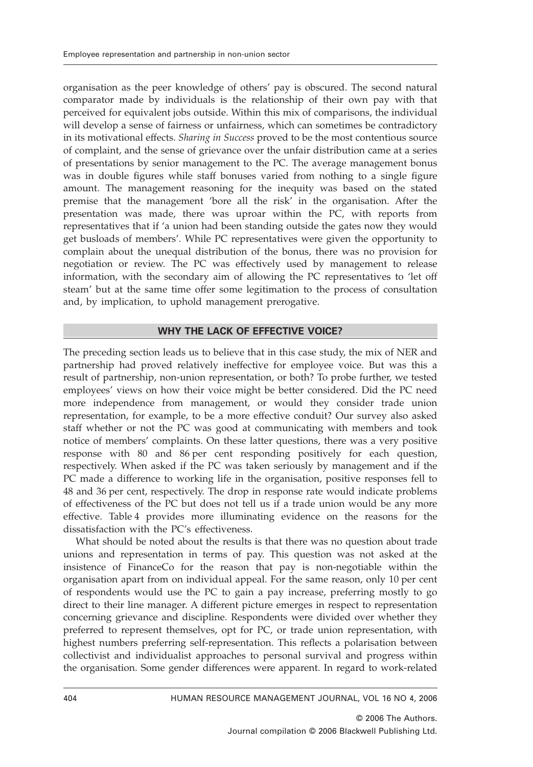organisation as the peer knowledge of others' pay is obscured. The second natural comparator made by individuals is the relationship of their own pay with that perceived for equivalent jobs outside. Within this mix of comparisons, the individual will develop a sense of fairness or unfairness, which can sometimes be contradictory in its motivational effects. *Sharing in Success* proved to be the most contentious source of complaint, and the sense of grievance over the unfair distribution came at a series of presentations by senior management to the PC. The average management bonus was in double figures while staff bonuses varied from nothing to a single figure amount. The management reasoning for the inequity was based on the stated premise that the management 'bore all the risk' in the organisation. After the presentation was made, there was uproar within the PC, with reports from representatives that if 'a union had been standing outside the gates now they would get busloads of members'. While PC representatives were given the opportunity to complain about the unequal distribution of the bonus, there was no provision for negotiation or review. The PC was effectively used by management to release information, with the secondary aim of allowing the PC representatives to 'let off steam' but at the same time offer some legitimation to the process of consultation and, by implication, to uphold management prerogative.

## WHY THE LACK OF EFFECTIVE VOICE?

The preceding section leads us to believe that in this case study, the mix of NER and partnership had proved relatively ineffective for employee voice. But was this a result of partnership, non-union representation, or both? To probe further, we tested employees' views on how their voice might be better considered. Did the PC need more independence from management, or would they consider trade union representation, for example, to be a more effective conduit? Our survey also asked staff whether or not the PC was good at communicating with members and took notice of members' complaints. On these latter questions, there was a very positive response with 80 and 86 per cent responding positively for each question, respectively. When asked if the PC was taken seriously by management and if the PC made a difference to working life in the organisation, positive responses fell to 48 and 36 per cent, respectively. The drop in response rate would indicate problems of effectiveness of the PC but does not tell us if a trade union would be any more effective. Table 4 provides more illuminating evidence on the reasons for the dissatisfaction with the PC's effectiveness.

What should be noted about the results is that there was no question about trade unions and representation in terms of pay. This question was not asked at the insistence of FinanceCo for the reason that pay is non-negotiable within the organisation apart from on individual appeal. For the same reason, only 10 per cent of respondents would use the PC to gain a pay increase, preferring mostly to go direct to their line manager. A different picture emerges in respect to representation concerning grievance and discipline. Respondents were divided over whether they preferred to represent themselves, opt for PC, or trade union representation, with highest numbers preferring self-representation. This reflects a polarisation between collectivist and individualist approaches to personal survival and progress within the organisation. Some gender differences were apparent. In regard to work-related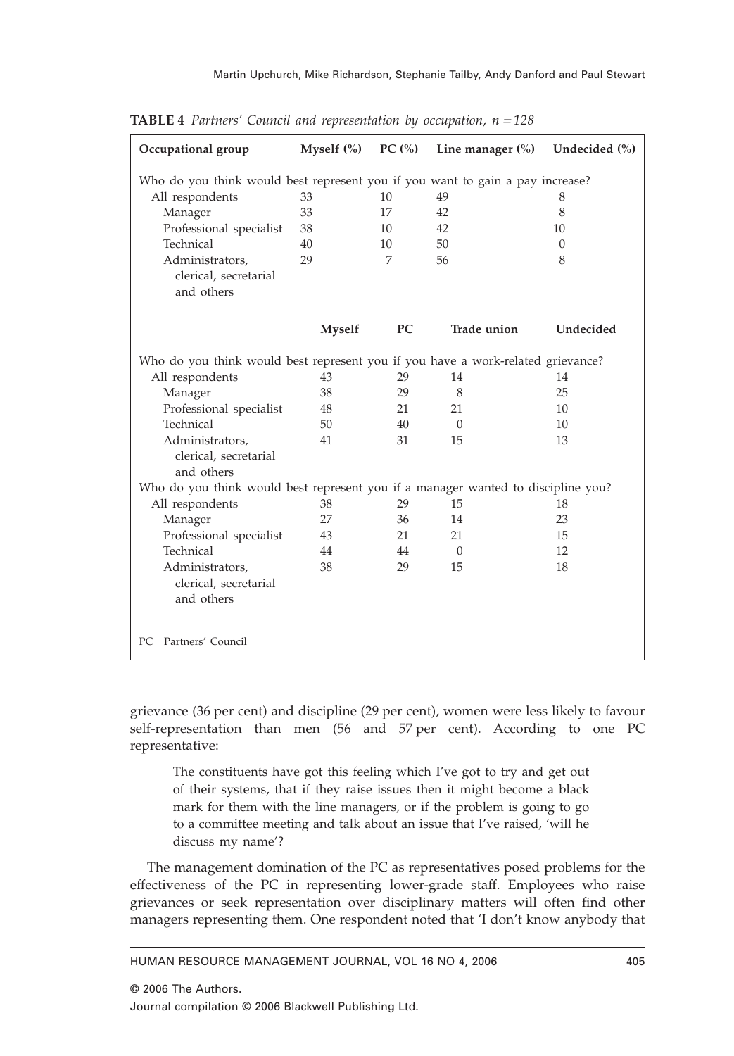**TABLE 4** *Partners' Council and representation by occupation, n = 128*

| Occupational group | Myself (%) | PC (%) | Line manager (%) | Undecided (%) |
|---|---|---|---|---|
| Who do you think would best represent you if you want to gain a pay increase? | | | | |
| All respondents | 33 | 10 | 49 | 8 |
| Manager | 33 | 17 | 42 | 8 |
| Professional specialist | 38 | 10 | 42 | 10 |
| Technical | 40 | 10 | 50 | 0 |
| Administrators, clerical, secretarial and others | 29 | 7 | 56 | 8 |
| | **Myself** | **PC** | **Trade union** | **Undecided** |
| Who do you think would best represent you if you have a work-related grievance? | | | | |
| All respondents | 43 | 29 | 14 | 14 |
| Manager | 38 | 29 | 8 | 25 |
| Professional specialist | 48 | 21 | 21 | 10 |
| Technical | 50 | 40 | 0 | 10 |
| Administrators, clerical, secretarial and others | 41 | 31 | 15 | 13 |
| Who do you think would best represent you if a manager wanted to discipline you? | | | | |
| All respondents | 38 | 29 | 15 | 18 |
| Manager | 27 | 36 | 14 | 23 |
| Professional specialist | 43 | 21 | 21 | 15 |
| Technical | 44 | 44 | 0 | 12 |
| Administrators, clerical, secretarial and others | 38 | 29 | 15 | 18 |

PC = Partners' Council

grievance (36 per cent) and discipline (29 per cent), women were less likely to favour self-representation than men (56 and 57 per cent). According to one PC representative:

> The constituents have got this feeling which I've got to try and get out of their systems, that if they raise issues then it might become a black mark for them with the line managers, or if the problem is going to go to a committee meeting and talk about an issue that I've raised, 'will he discuss my name'?

The management domination of the PC as representatives posed problems for the effectiveness of the PC in representing lower-grade staff. Employees who raise grievances or seek representation over disciplinary matters will often find other managers representing them. One respondent noted that 'I don't know anybody that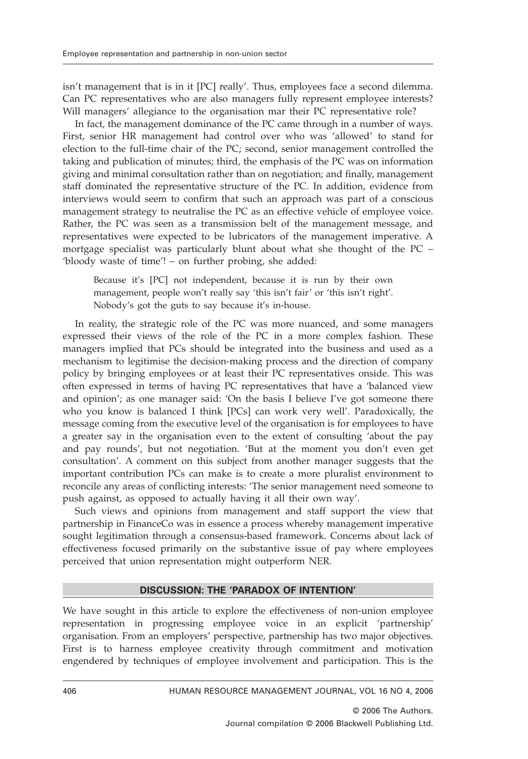isn't management that is in it [PC] really'. Thus, employees face a second dilemma. Can PC representatives who are also managers fully represent employee interests? Will managers' allegiance to the organisation mar their PC representative role?

In fact, the management dominance of the PC came through in a number of ways. First, senior HR management had control over who was 'allowed' to stand for election to the full-time chair of the PC; second, senior management controlled the taking and publication of minutes; third, the emphasis of the PC was on information giving and minimal consultation rather than on negotiation; and finally, management staff dominated the representative structure of the PC. In addition, evidence from interviews would seem to confirm that such an approach was part of a conscious management strategy to neutralise the PC as an effective vehicle of employee voice. Rather, the PC was seen as a transmission belt of the management message, and representatives were expected to be lubricators of the management imperative. A mortgage specialist was particularly blunt about what she thought of the PC – 'bloody waste of time'! – on further probing, she added:

> Because it's [PC] not independent, because it is run by their own management, people won't really say 'this isn't fair' or 'this isn't right'. Nobody's got the guts to say because it's in-house.

In reality, the strategic role of the PC was more nuanced, and some managers expressed their views of the role of the PC in a more complex fashion. These managers implied that PCs should be integrated into the business and used as a mechanism to legitimise the decision-making process and the direction of company policy by bringing employees or at least their PC representatives onside. This was often expressed in terms of having PC representatives that have a 'balanced view and opinion'; as one manager said: 'On the basis I believe I've got someone there who you know is balanced I think [PCs] can work very well'. Paradoxically, the message coming from the executive level of the organisation is for employees to have a greater say in the organisation even to the extent of consulting 'about the pay and pay rounds', but not negotiation. 'But at the moment you don't even get consultation'. A comment on this subject from another manager suggests that the important contribution PCs can make is to create a more pluralist environment to reconcile any areas of conflicting interests: 'The senior management need someone to push against, as opposed to actually having it all their own way'.

Such views and opinions from management and staff support the view that partnership in FinanceCo was in essence a process whereby management imperative sought legitimation through a consensus-based framework. Concerns about lack of effectiveness focused primarily on the substantive issue of pay where employees perceived that union representation might outperform NER.

## DISCUSSION: THE 'PARADOX OF INTENTION'

We have sought in this article to explore the effectiveness of non-union employee representation in progressing employee voice in an explicit 'partnership' organisation. From an employers' perspective, partnership has two major objectives. First is to harness employee creativity through commitment and motivation engendered by techniques of employee involvement and participation. This is the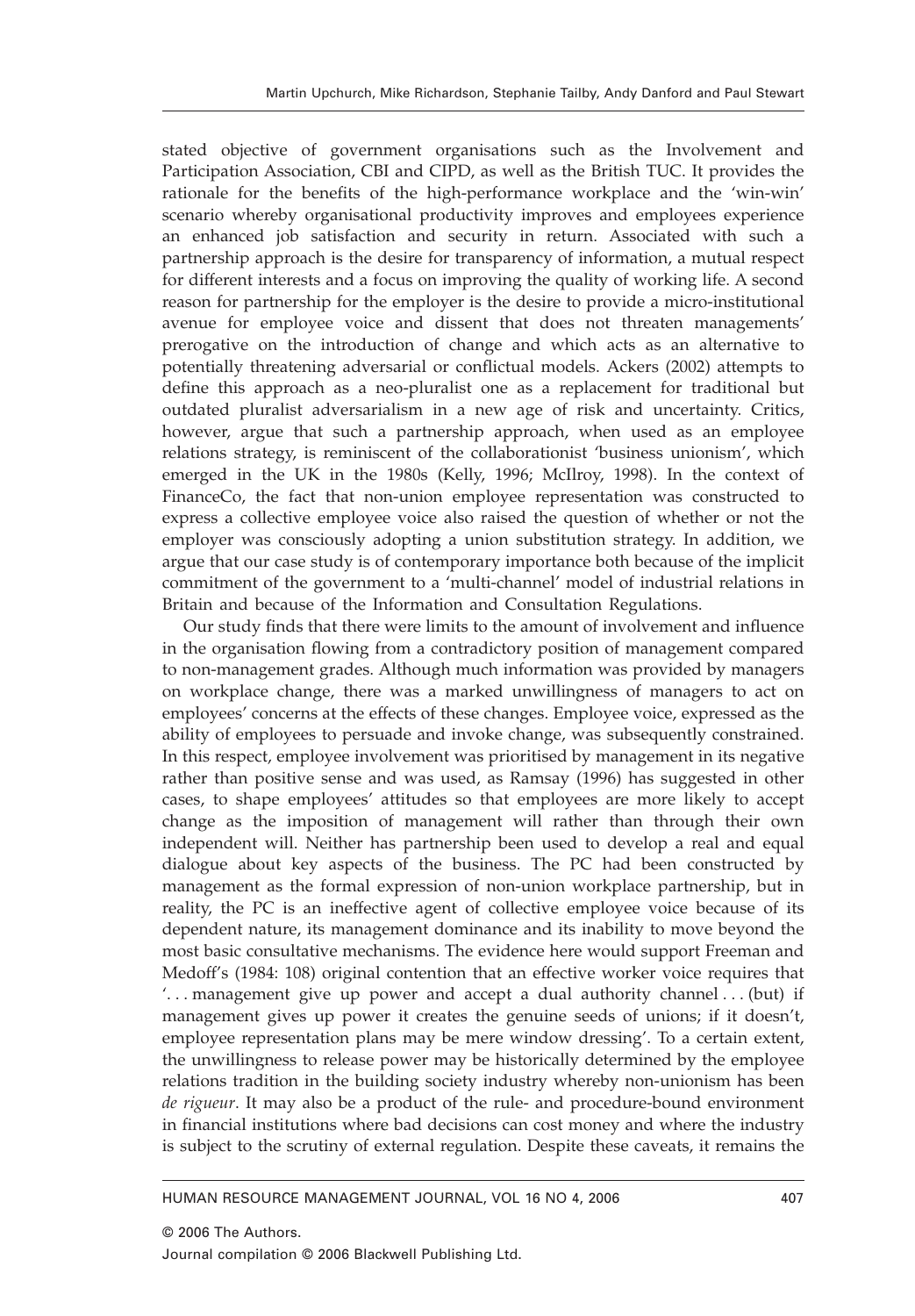stated objective of government organisations such as the Involvement and Participation Association, CBI and CIPD, as well as the British TUC. It provides the rationale for the benefits of the high-performance workplace and the 'win-win' scenario whereby organisational productivity improves and employees experience an enhanced job satisfaction and security in return. Associated with such a partnership approach is the desire for transparency of information, a mutual respect for different interests and a focus on improving the quality of working life. A second reason for partnership for the employer is the desire to provide a micro-institutional avenue for employee voice and dissent that does not threaten managements' prerogative on the introduction of change and which acts as an alternative to potentially threatening adversarial or conflictual models. Ackers (2002) attempts to define this approach as a neo-pluralist one as a replacement for traditional but outdated pluralist adversarialism in a new age of risk and uncertainty. Critics, however, argue that such a partnership approach, when used as an employee relations strategy, is reminiscent of the collaborationist 'business unionism', which emerged in the UK in the 1980s (Kelly, 1996; McIlroy, 1998). In the context of FinanceCo, the fact that non-union employee representation was constructed to express a collective employee voice also raised the question of whether or not the employer was consciously adopting a union substitution strategy. In addition, we argue that our case study is of contemporary importance both because of the implicit commitment of the government to a 'multi-channel' model of industrial relations in Britain and because of the Information and Consultation Regulations.

Our study finds that there were limits to the amount of involvement and influence in the organisation flowing from a contradictory position of management compared to non-management grades. Although much information was provided by managers on workplace change, there was a marked unwillingness of managers to act on employees' concerns at the effects of these changes. Employee voice, expressed as the ability of employees to persuade and invoke change, was subsequently constrained. In this respect, employee involvement was prioritised by management in its negative rather than positive sense and was used, as Ramsay (1996) has suggested in other cases, to shape employees' attitudes so that employees are more likely to accept change as the imposition of management will rather than through their own independent will. Neither has partnership been used to develop a real and equal dialogue about key aspects of the business. The PC had been constructed by management as the formal expression of non-union workplace partnership, but in reality, the PC is an ineffective agent of collective employee voice because of its dependent nature, its management dominance and its inability to move beyond the most basic consultative mechanisms. The evidence here would support Freeman and Medoff's (1984: 108) original contention that an effective worker voice requires that '. . . management give up power and accept a dual authority channel . . . (but) if management gives up power it creates the genuine seeds of unions; if it doesn't, employee representation plans may be mere window dressing'. To a certain extent, the unwillingness to release power may be historically determined by the employee relations tradition in the building society industry whereby non-unionism has been *de rigueur*. It may also be a product of the rule- and procedure-bound environment in financial institutions where bad decisions can cost money and where the industry is subject to the scrutiny of external regulation. Despite these caveats, it remains the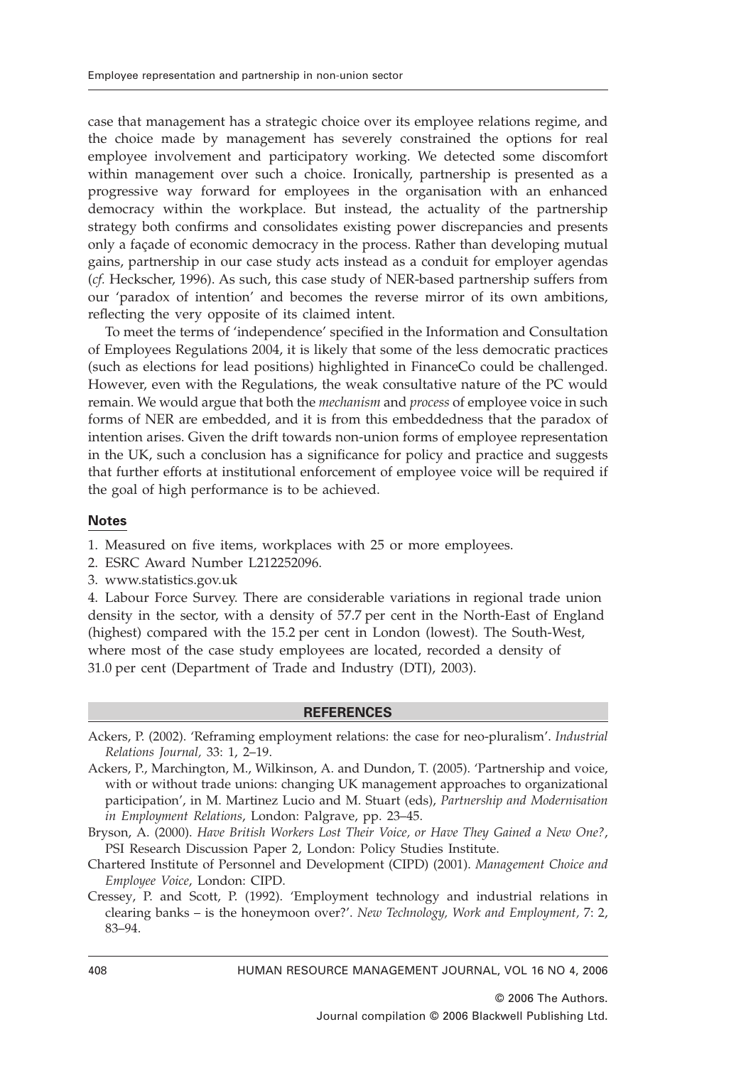case that management has a strategic choice over its employee relations regime, and the choice made by management has severely constrained the options for real employee involvement and participatory working. We detected some discomfort within management over such a choice. Ironically, partnership is presented as a progressive way forward for employees in the organisation with an enhanced democracy within the workplace. But instead, the actuality of the partnership strategy both confirms and consolidates existing power discrepancies and presents only a façade of economic democracy in the process. Rather than developing mutual gains, partnership in our case study acts instead as a conduit for employer agendas (*cf.* Heckscher, 1996). As such, this case study of NER-based partnership suffers from our 'paradox of intention' and becomes the reverse mirror of its own ambitions, reflecting the very opposite of its claimed intent.

To meet the terms of 'independence' specified in the Information and Consultation of Employees Regulations 2004, it is likely that some of the less democratic practices (such as elections for lead positions) highlighted in FinanceCo could be challenged. However, even with the Regulations, the weak consultative nature of the PC would remain. We would argue that both the *mechanism* and *process* of employee voice in such forms of NER are embedded, and it is from this embeddedness that the paradox of intention arises. Given the drift towards non-union forms of employee representation in the UK, such a conclusion has a significance for policy and practice and suggests that further efforts at institutional enforcement of employee voice will be required if the goal of high performance is to be achieved.

## Notes

1. Measured on five items, workplaces with 25 or more employees.
2. ESRC Award Number L212252096.
3. www.statistics.gov.uk
4. Labour Force Survey. There are considerable variations in regional trade union density in the sector, with a density of 57.7 per cent in the North-East of England (highest) compared with the 15.2 per cent in London (lowest). The South-West, where most of the case study employees are located, recorded a density of 31.0 per cent (Department of Trade and Industry (DTI), 2003).

## REFERENCES

Ackers, P. (2002). 'Reframing employment relations: the case for neo-pluralism'. *Industrial Relations Journal*, 33: 1, 2–19.

Ackers, P., Marchington, M., Wilkinson, A. and Dundon, T. (2005). 'Partnership and voice, with or without trade unions: changing UK management approaches to organizational participation', in M. Martinez Lucio and M. Stuart (eds), *Partnership and Modernisation in Employment Relations*, London: Palgrave, pp. 23–45.

Bryson, A. (2000). *Have British Workers Lost Their Voice, or Have They Gained a New One?*, PSI Research Discussion Paper 2, London: Policy Studies Institute.

Chartered Institute of Personnel and Development (CIPD) (2001). *Management Choice and Employee Voice*, London: CIPD.

Cressey, P. and Scott, P. (1992). 'Employment technology and industrial relations in clearing banks – is the honeymoon over?'. *New Technology, Work and Employment*, 7: 2, 83–94.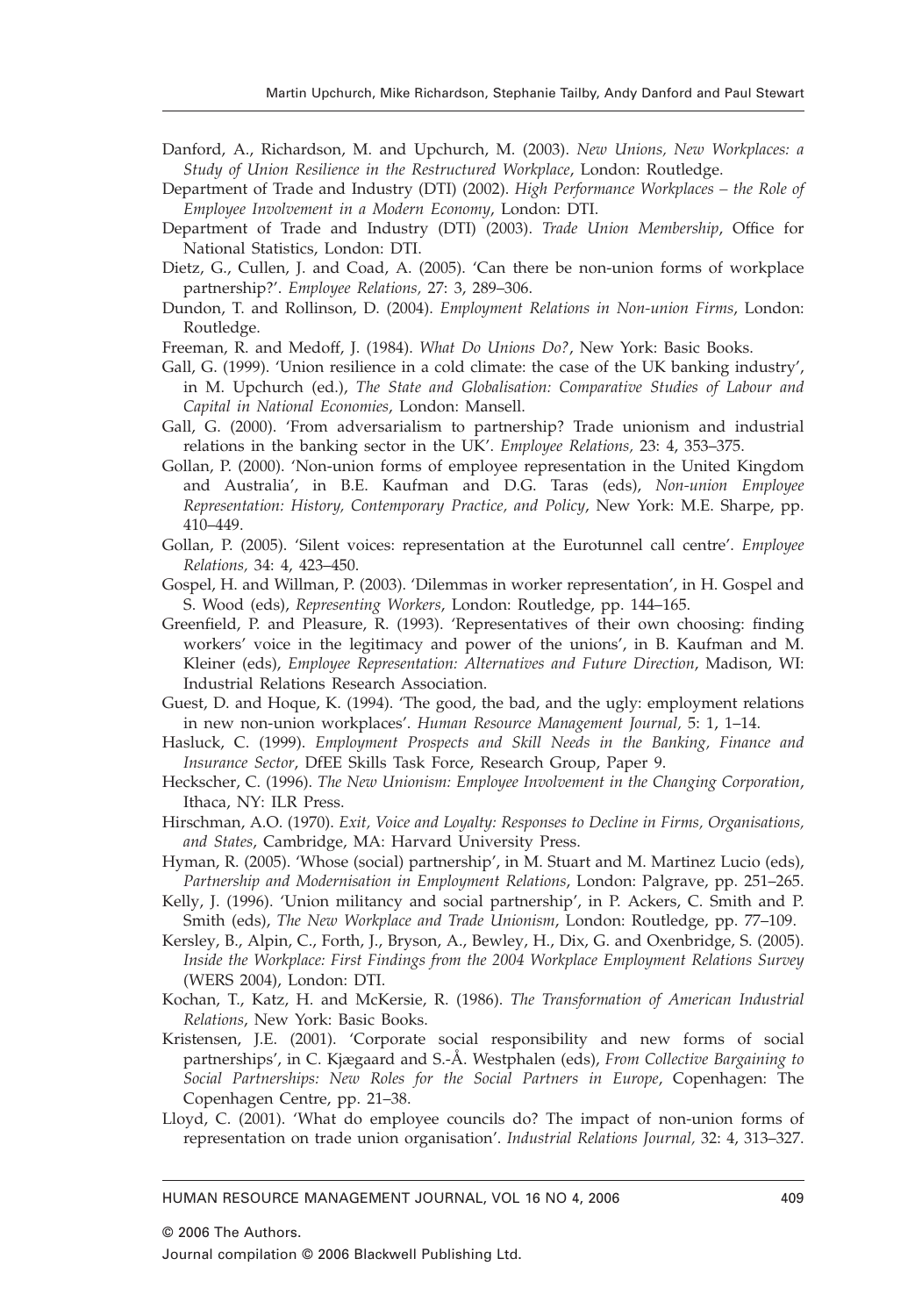Danford, A., Richardson, M. and Upchurch, M. (2003). *New Unions, New Workplaces: a Study of Union Resilience in the Restructured Workplace*, London: Routledge.

Department of Trade and Industry (DTI) (2002). *High Performance Workplaces – the Role of Employee Involvement in a Modern Economy*, London: DTI.

Department of Trade and Industry (DTI) (2003). *Trade Union Membership*, Office for National Statistics, London: DTI.

Dietz, G., Cullen, J. and Coad, A. (2005). 'Can there be non-union forms of workplace partnership?'. *Employee Relations,* 27: 3, 289–306.

Dundon, T. and Rollinson, D. (2004). *Employment Relations in Non-union Firms*, London: Routledge.

Freeman, R. and Medoff, J. (1984). *What Do Unions Do?*, New York: Basic Books.

Gall, G. (1999). 'Union resilience in a cold climate: the case of the UK banking industry', in M. Upchurch (ed.), *The State and Globalisation: Comparative Studies of Labour and Capital in National Economies*, London: Mansell.

Gall, G. (2000). 'From adversarialism to partnership? Trade unionism and industrial relations in the banking sector in the UK'. *Employee Relations,* 23: 4, 353–375.

Gollan, P. (2000). 'Non-union forms of employee representation in the United Kingdom and Australia', in B.E. Kaufman and D.G. Taras (eds), *Non-union Employee Representation: History, Contemporary Practice, and Policy*, New York: M.E. Sharpe, pp. 410–449.

Gollan, P. (2005). 'Silent voices: representation at the Eurotunnel call centre'. *Employee Relations,* 34: 4, 423–450.

Gospel, H. and Willman, P. (2003). 'Dilemmas in worker representation', in H. Gospel and S. Wood (eds), *Representing Workers*, London: Routledge, pp. 144–165.

Greenfield, P. and Pleasure, R. (1993). 'Representatives of their own choosing: finding workers' voice in the legitimacy and power of the unions', in B. Kaufman and M. Kleiner (eds), *Employee Representation: Alternatives and Future Direction*, Madison, WI: Industrial Relations Research Association.

Guest, D. and Hoque, K. (1994). 'The good, the bad, and the ugly: employment relations in new non-union workplaces'. *Human Resource Management Journal,* 5: 1, 1–14.

Hasluck, C. (1999). *Employment Prospects and Skill Needs in the Banking, Finance and Insurance Sector*, DfEE Skills Task Force, Research Group, Paper 9.

Heckscher, C. (1996). *The New Unionism: Employee Involvement in the Changing Corporation*, Ithaca, NY: ILR Press.

Hirschman, A.O. (1970). *Exit, Voice and Loyalty: Responses to Decline in Firms, Organisations, and States*, Cambridge, MA: Harvard University Press.

Hyman, R. (2005). 'Whose (social) partnership', in M. Stuart and M. Martinez Lucio (eds), *Partnership and Modernisation in Employment Relations*, London: Palgrave, pp. 251–265.

Kelly, J. (1996). 'Union militancy and social partnership', in P. Ackers, C. Smith and P. Smith (eds), *The New Workplace and Trade Unionism*, London: Routledge, pp. 77–109.

Kersley, B., Alpin, C., Forth, J., Bryson, A., Bewley, H., Dix, G. and Oxenbridge, S. (2005). *Inside the Workplace: First Findings from the 2004 Workplace Employment Relations Survey* (WERS 2004), London: DTI.

Kochan, T., Katz, H. and McKersie, R. (1986). *The Transformation of American Industrial Relations*, New York: Basic Books.

Kristensen, J.E. (2001). 'Corporate social responsibility and new forms of social partnerships', in C. Kjægaard and S.-Å. Westphalen (eds), *From Collective Bargaining to Social Partnerships: New Roles for the Social Partners in Europe*, Copenhagen: The Copenhagen Centre, pp. 21–38.

Lloyd, C. (2001). 'What do employee councils do? The impact of non-union forms of representation on trade union organisation'. *Industrial Relations Journal,* 32: 4, 313–327.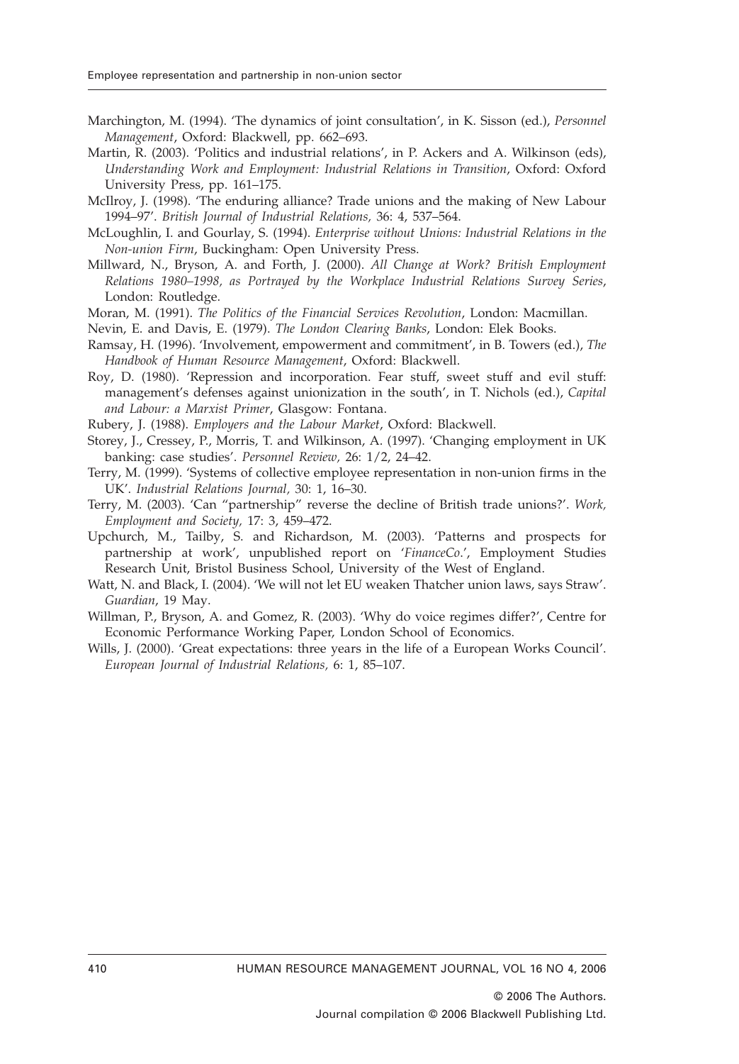Marchington, M. (1994). 'The dynamics of joint consultation', in K. Sisson (ed.), *Personnel Management*, Oxford: Blackwell, pp. 662–693.

Martin, R. (2003). 'Politics and industrial relations', in P. Ackers and A. Wilkinson (eds), *Understanding Work and Employment: Industrial Relations in Transition*, Oxford: Oxford University Press, pp. 161–175.

McIlroy, J. (1998). 'The enduring alliance? Trade unions and the making of New Labour 1994–97'. *British Journal of Industrial Relations,* 36: 4, 537–564.

McLoughlin, I. and Gourlay, S. (1994). *Enterprise without Unions: Industrial Relations in the Non-union Firm*, Buckingham: Open University Press.

Millward, N., Bryson, A. and Forth, J. (2000). *All Change at Work? British Employment Relations 1980–1998, as Portrayed by the Workplace Industrial Relations Survey Series*, London: Routledge.

Moran, M. (1991). *The Politics of the Financial Services Revolution*, London: Macmillan.

Nevin, E. and Davis, E. (1979). *The London Clearing Banks*, London: Elek Books.

Ramsay, H. (1996). 'Involvement, empowerment and commitment', in B. Towers (ed.), *The Handbook of Human Resource Management*, Oxford: Blackwell.

Roy, D. (1980). 'Repression and incorporation. Fear stuff, sweet stuff and evil stuff: management's defenses against unionization in the south', in T. Nichols (ed.), *Capital and Labour: a Marxist Primer*, Glasgow: Fontana.

Rubery, J. (1988). *Employers and the Labour Market*, Oxford: Blackwell.

Storey, J., Cressey, P., Morris, T. and Wilkinson, A. (1997). 'Changing employment in UK banking: case studies'. *Personnel Review,* 26: 1/2, 24–42.

Terry, M. (1999). 'Systems of collective employee representation in non-union firms in the UK'. *Industrial Relations Journal,* 30: 1, 16–30.

Terry, M. (2003). 'Can "partnership" reverse the decline of British trade unions?'. *Work, Employment and Society,* 17: 3, 459–472.

Upchurch, M., Tailby, S. and Richardson, M. (2003). 'Patterns and prospects for partnership at work', unpublished report on '*FinanceCo.*', Employment Studies Research Unit, Bristol Business School, University of the West of England.

Watt, N. and Black, I. (2004). 'We will not let EU weaken Thatcher union laws, says Straw'. *Guardian*, 19 May.

Willman, P., Bryson, A. and Gomez, R. (2003). 'Why do voice regimes differ?', Centre for Economic Performance Working Paper, London School of Economics.

Wills, J. (2000). 'Great expectations: three years in the life of a European Works Council'. *European Journal of Industrial Relations,* 6: 1, 85–107.